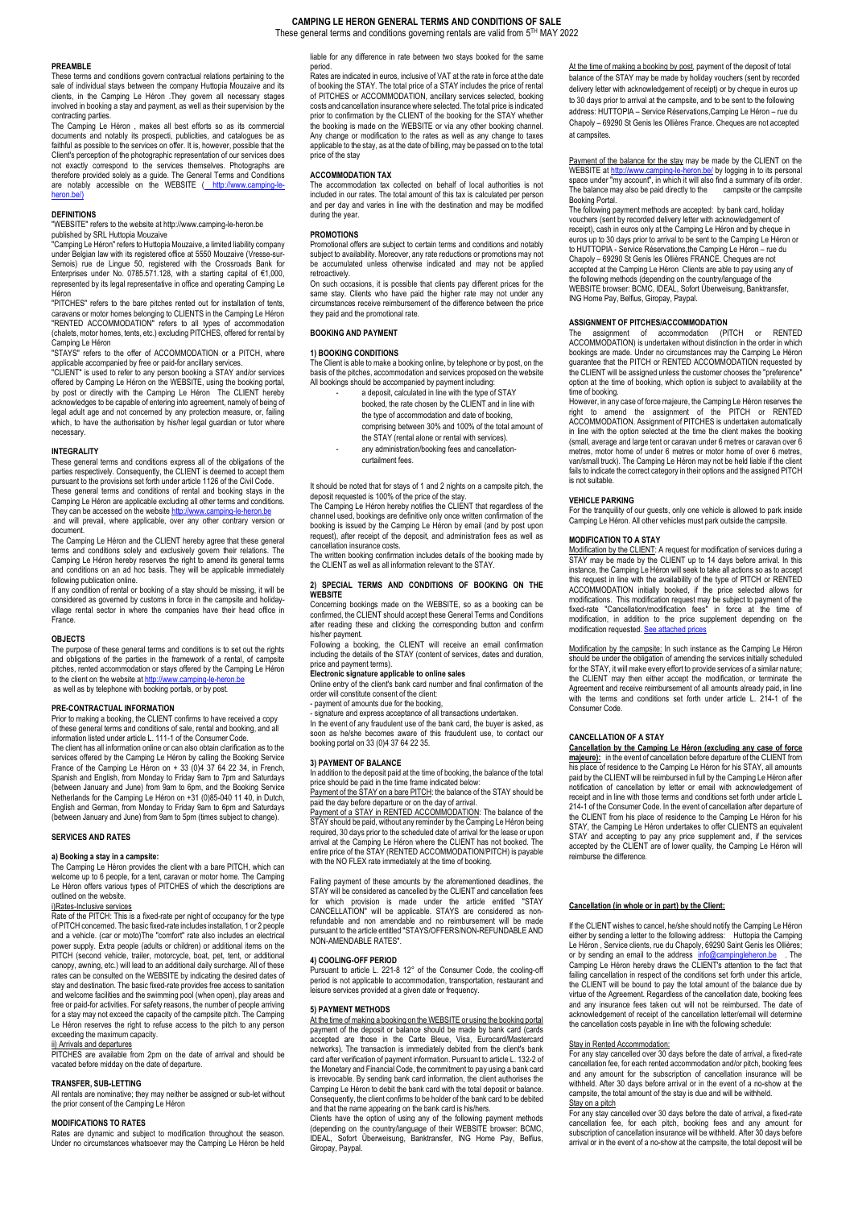# CAMPING LE HERON GENERAL TERMS AND CONDITIONS OF SALE

These general terms and conditions governing rentals are valid from 5[TH] MAY 2022

## PREAMBLE

These terms and conditions govern contractual relations pertaining to the sale of individual stays between the company Huttopia Mouzaive and its clients, in the Camping Le Héron .They govern all necessary stages involved in booking a stay and payment, as well as their supervision by the contracting parties.

The Camping Le Héron , makes all best efforts so as its commercial documents and notably its prospecti, publicities, and catalogues be as faithful as possible to the services on offer. It is, however, possible that the Client's perception of the photographic representation of our services does not exactly correspond to the services themselves. Photographs are therefore provided solely as a guide. The General Terms and Conditions are notably accessible on the WEBSITE ( http://www.camping-le-heron.be/)

## DEFINITIONS

"WEBSITE" refers to the website at http://www.camping-le-heron.be published by SRL Huttopia Mouzaive

"Camping Le Héron" refers to Huttopia Mouzaive, a limited liability company under Belgian law with its registered office at 5550 Mouzaive (Vresse-sur-Semois) rue de Lingue 50, registered with the Crossroads Bank for Enterprises under No. 0785.571.128, with a starting capital of €1,000, represented by its legal representative in office and operating Camping Le Héron

"PITCHES" refers to the bare pitches rented out for installation of tents, caravans or motor homes belonging to CLIENTS in the Camping Le Héron "RENTED ACCOMMODATION" refers to all types of accommodation (chalets, motor homes, tents, etc.) excluding PITCHES, offered for rental by Camping Le Héron

"STAYS" refers to the offer of ACCOMMODATION or a PITCH, where applicable accompanied by free or paid-for ancillary services.

"CLIENT" is used to refer to any person booking a STAY and/or services offered by Camping Le Héron on the WEBSITE, using the booking portal, by post or directly with the Camping Le Héron The CLIENT hereby acknowledges to be capable of entering into agreement, namely of being of legal adult age and not concerned by any protection measure, or, failing which, to have the authorisation by his/her legal guardian or tutor where necessary.

## INTEGRALITY

These general terms and conditions express all of the obligations of the parties respectively. Consequently, the CLIENT is deemed to accept them pursuant to the provisions set forth under article 1126 of the Civil Code.

These general terms and conditions of rental and booking stays in the Camping Le Héron are applicable excluding all other terms and conditions. They can be accessed on the website http://www.camping-le-heron.be and will prevail, where applicable, over any other contrary version or document.

The Camping Le Héron and the CLIENT hereby agree that these general terms and conditions solely and exclusively govern their relations. The Camping Le Héron hereby reserves the right to amend its general terms and conditions on an ad hoc basis. They will be applicable immediately following publication online.

If any condition of rental or booking of a stay should be missing, it will be considered as governed by customs in force in the campsite and holiday-village rental sector in where the companies have their head office in France.

## OBJECTS

The purpose of these general terms and conditions is to set out the rights and obligations of the parties in the framework of a rental, of campsite pitches, rented accommodation or stays offered by the Camping Le Héron to the client on the website at http://www.camping-le-heron.be as well as by telephone with booking portals, or by post.

## PRE-CONTRACTUAL INFORMATION

Prior to making a booking, the CLIENT confirms to have received a copy of these general terms and conditions of sale, rental and booking, and all information listed under article L. 111-1 of the Consumer Code.

The client has all information online or can also obtain clarification as to the services offered by the Camping Le Héron by calling the Booking Service France of the Camping Le Héron on + 33 (0)4 37 64 22 34, in French, Spanish and English, from Monday to Friday 9am to 7pm and Saturdays (between January and June) from 9am to 6pm, and the Booking Service Netherlands for the Camping Le Héron on +31 (0)85-040 11 40, in Dutch, English and German, from Monday to Friday 9am to 6pm and Saturdays (between January and June) from 9am to 5pm (times subject to change).

## SERVICES AND RATES

### a) Booking a stay in a campsite:

The Camping Le Héron provides the client with a bare PITCH, which can welcome up to 6 people, for a tent, caravan or motor home. The Camping Le Héron offers various types of PITCHES of which the descriptions are outlined on the website.

#### i)Rates-Inclusive services

Rate of the PITCH: This is a fixed-rate per night of occupancy for the type of PITCH concerned. The basic fixed-rate includes installation, 1 or 2 people and a vehicle. (car or moto)The "comfort" rate also includes an electrical power supply. Extra people (adults or children) or additional items on the PITCH (second vehicle, trailer, motorcycle, boat, pet, tent, or additional canopy, awning, etc.) will lead to an additional daily surcharge. All of these rates can be consulted on the WEBSITE by indicating the desired dates of stay and destination. The basic fixed-rate provides free access to sanitation and welcome facilities and the swimming pool (when open), play areas and free or paid-for activities. For safety reasons, the number of people arriving for a stay may not exceed the capacity of the campsite pitch. The Camping Le Héron reserves the right to refuse access to the pitch to any person exceeding the maximum capacity.

#### ii) Arrivals and departures

PITCHES are available from 2pm on the date of arrival and should be vacated before midday on the date of departure.

## TRANSFER, SUB-LETTING

All rentals are nominative; they may neither be assigned or sub-let without the prior consent of the Camping Le Héron

## MODIFICATIONS TO RATES

Rates are dynamic and subject to modification throughout the season. Under no circumstances whatsoever may the Camping Le Héron be held liable for any difference in rate between two stays booked for the same period.

Rates are indicated in euros, inclusive of VAT at the rate in force at the date of booking the STAY. The total price of a STAY includes the price of rental of PITCHES or ACCOMMODATION, ancillary services selected, booking costs and cancellation insurance where selected. The total price is indicated prior to confirmation by the CLIENT of the booking for the STAY whether the booking is made on the WEBSITE or via any other booking channel. Any change or modification to the rates as well as any change to taxes applicable to the stay, as at the date of billing, may be passed on to the total price of the stay

## ACCOMMODATION TAX

The accommodation tax collected on behalf of local authorities is not included in our rates. The total amount of this tax is calculated per person and per day and varies in line with the destination and may be modified during the year.

## PROMOTIONS

Promotional offers are subject to certain terms and conditions and notably subject to availability. Moreover, any rate reductions or promotions may not be accumulated unless otherwise indicated and may not be applied retroactively.

On such occasions, it is possible that clients pay different prices for the same stay. Clients who have paid the higher rate may not under any circumstances receive reimbursement of the difference between the price they paid and the promotional rate.

## BOOKING AND PAYMENT

### 1) BOOKING CONDITIONS

The Client is able to make a booking online, by telephone or by post, on the basis of the pitches, accommodation and services proposed on the website All bookings should be accompanied by payment including:

- a deposit, calculated in line with the type of STAY booked, the rate chosen by the CLIENT and in line with the type of accommodation and date of booking, comprising between 30% and 100% of the total amount of the STAY (rental alone or rental with services).
- any administration/booking fees and cancellation-curtailment fees.

It should be noted that for stays of 1 and 2 nights on a campsite pitch, the deposit requested is 100% of the price of the stay.

The Camping Le Héron hereby notifies the CLIENT that regardless of the channel used, bookings are definitive only once written confirmation of the booking is issued by the Camping Le Héron by email (and by post upon request), after receipt of the deposit, and administration fees as well as cancellation insurance costs.

The written booking confirmation includes details of the booking made by the CLIENT as well as all information relevant to the STAY.

### 2) SPECIAL TERMS AND CONDITIONS OF BOOKING ON THE WEBSITE

Concerning bookings made on the WEBSITE, so as a booking can be confirmed, the CLIENT should accept these General Terms and Conditions after reading these and clicking the corresponding button and confirm his/her payment.

Following a booking, the CLIENT will receive an email confirmation including the details of the STAY (content of services, dates and duration, price and payment terms).

**Electronic signature applicable to online sales**

Online entry of the client's bank card number and final confirmation of the order will constitute consent of the client:

- payment of amounts due for the booking,
- signature and express acceptance of all transactions undertaken.

In the event of any fraudulent use of the bank card, the buyer is asked, as soon as he/she becomes aware of this fraudulent use, to contact our booking portal on 33 (0)4 37 64 22 35.

### 3) PAYMENT OF BALANCE

In addition to the deposit paid at the time of booking, the balance of the total price should be paid in the time frame indicated below:

Payment of the STAY on a bare PITCH: the balance of the STAY should be paid the day before departure or on the day of arrival.

Payment of a STAY in RENTED ACCOMMODATION: The balance of the STAY should be paid, without any reminder by the Camping Le Héron being required, 30 days prior to the scheduled date of arrival for the lease or upon arrival at the Camping Le Héron where the CLIENT has not booked. The entire price of the STAY (RENTED ACCOMMODATION/PITCH) is payable with the NO FLEX rate immediately at the time of booking.

Failing payment of these amounts by the aforementioned deadlines, the STAY will be considered as cancelled by the CLIENT and cancellation fees for which provision is made under the article entitled "STAY CANCELLATION" will be applicable. STAYS are considered as non-refundable and non amendable and no reimbursement will be made pursuant to the article entitled "STAYS/OFFERS/NON-REFUNDABLE AND NON-AMENDABLE RATES".

### 4) COOLING-OFF PERIOD

Pursuant to article L. 221-8 12° of the Consumer Code, the cooling-off period is not applicable to accommodation, transportation, restaurant and leisure services provided at a given date or frequency.

### 5) PAYMENT METHODS

At the time of making a booking on the WEBSITE or using the booking portal payment of the deposit or balance should be made by bank card (cards accepted are those in the Carte Bleue, Visa, Eurocard/Mastercard networks). The transaction is immediately debited from the client's bank card after verification of payment information. Pursuant to article L. 132-2 of the Monetary and Financial Code, the commitment to pay using a bank card is irrevocable. By sending bank card information, the client authorises the Camping Le Héron to debit the bank card with the total deposit or balance. Consequently, the client confirms to be holder of the bank card to be debited and that the name appearing on the bank card is his/hers.

Clients have the option of using any of the following payment methods (depending on the country/language of their WEBSITE browser: BCMC, IDEAL, Sofort Überweisung, Banktransfer, ING Home Pay, Belfius, Giropay, Paypal.

At the time of making a booking by post, payment of the deposit of total balance of the STAY may be made by holiday vouchers (sent by recorded delivery letter with acknowledgement of receipt) or by cheque in euros up to 30 days prior to arrival at the campsite, and to be sent to the following address: HUTTOPIA – Service Réservations,Camping Le Héron – rue du Chapoly – 69290 St Genis les Ollières France. Cheques are not accepted at campsites.

Payment of the balance for the stay may be made by the CLIENT on the WEBSITE at http://www.camping-le-heron.be/ by logging in to its personal space under "my account", in which it will also find a summary of its order. The balance may also be paid directly to the campsite or the campsite Booking Portal.

The following payment methods are accepted: by bank card, holiday vouchers (sent by recorded delivery letter with acknowledgement of receipt), cash in euros only at the Camping Le Héron and by cheque in euros up to 30 days prior to arrival to be sent to the Camping Le Héron or to HUTTOPIA - Service Réservations,the Camping Le Héron – rue du Chapoly – 69290 St Genis les Ollières FRANCE. Cheques are not accepted at the Camping Le Héron Clients are able to pay using any of the following methods (depending on the country/language of the WEBSITE browser: BCMC, IDEAL, Sofort Überweisung, Banktransfer, ING Home Pay, Belfius, Giropay, Paypal.

## ASSIGNMENT OF PITCHES/ACCOMMODATION

The assignment of accommodation (PITCH or RENTED ACCOMMODATION) is undertaken without distinction in the order in which bookings are made. Under no circumstances may the Camping Le Héron guarantee that the PITCH or RENTED ACCOMMODATION requested by the CLIENT will be assigned unless the customer chooses the "preference" option at the time of booking, which option is subject to availability at the time of booking.

However, in any case of force majeure, the Camping Le Héron reserves the right to amend the assignment of the PITCH or RENTED ACCOMMODATION. Assignment of PITCHES is undertaken automatically in line with the option selected at the time the client makes the booking (small, average and large tent or caravan under 6 metres or caravan over 6 metres, motor home of under 6 metres or motor home of over 6 metres, van/small truck). The Camping Le Héron may not be held liable if the client fails to indicate the correct category in their options and the assigned PITCH is not suitable.

## VEHICLE PARKING

For the tranquility of our guests, only one vehicle is allowed to park inside Camping Le Héron. All other vehicles must park outside the campsite.

## MODIFICATION TO A STAY

Modification by the CLIENT: A request for modification of services during a STAY may be made by the CLIENT up to 14 days before arrival. In this instance, the Camping Le Héron will seek to take all actions so as to accept this request in line with the availability of the type of PITCH or RENTED ACCOMMODATION initially booked, if the price selected allows for modifications. This modification request may be subject to payment of the fixed-rate "Cancellation/modification fees" in force at the time of modification, in addition to the price supplement depending on the modification requested. See attached prices

Modification by the campsite: In such instance as the Camping Le Héron should be under the obligation of amending the services initially scheduled for the STAY, it will make every effort to provide services of a similar nature; the CLIENT may then either accept the modification, or terminate the Agreement and receive reimbursement of all amounts already paid, in line with the terms and conditions set forth under article L. 214-1 of the Consumer Code.

## CANCELLATION OF A STAY

**Cancellation by the Camping Le Héron (excluding any case of force majeure):** in the event of cancellation before departure of the CLIENT from his place of residence to the Camping Le Héron for his STAY, all amounts paid by the CLIENT will be reimbursed in full by the Camping Le Héron after notification of cancellation by letter or email with acknowledgement of receipt and in line with those terms and conditions set forth under article L 214-1 of the Consumer Code. In the event of cancellation after departure of the CLIENT from his place of residence to the Camping Le Héron for his STAY, the Camping Le Héron undertakes to offer CLIENTS an equivalent STAY and accepting to pay any price supplement and, if the services accepted by the CLIENT are of lower quality, the Camping Le Héron will reimburse the difference.

**Cancellation (in whole or in part) by the Client:**

If the CLIENT wishes to cancel, he/she should notify the Camping Le Héron either by sending a letter to the following address: Huttopia the Camping Le Héron , Service clients, rue du Chapoly, 69290 Saint Genis les Ollières; or by sending an email to the address info@campingleheron.be . The Camping Le Héron hereby draws the CLIENT's attention to the fact that failing cancellation in respect of the conditions set forth under this article, the CLIENT will be bound to pay the total amount of the balance due by virtue of the Agreement. Regardless of the cancellation date, booking fees and any insurance fees taken out will not be reimbursed. The date of acknowledgement of receipt of the cancellation letter/email will determine the cancellation costs payable in line with the following schedule:

Stay in Rented Accommodation:

For any stay cancelled over 30 days before the date of arrival, a fixed-rate cancellation fee, for each rented accommodation and/or pitch, booking fees and any amount for the subscription of cancellation insurance will be withheld. After 30 days before arrival or in the event of a no-show at the campsite, the total amount of the stay is due and will be withheld.

Stay on a pitch

For any stay cancelled over 30 days before the date of arrival, a fixed-rate cancellation fee, for each pitch, booking fees and any amount for subscription of cancellation insurance will be withheld. After 30 days before arrival or in the event of a no-show at the campsite, the total deposit will be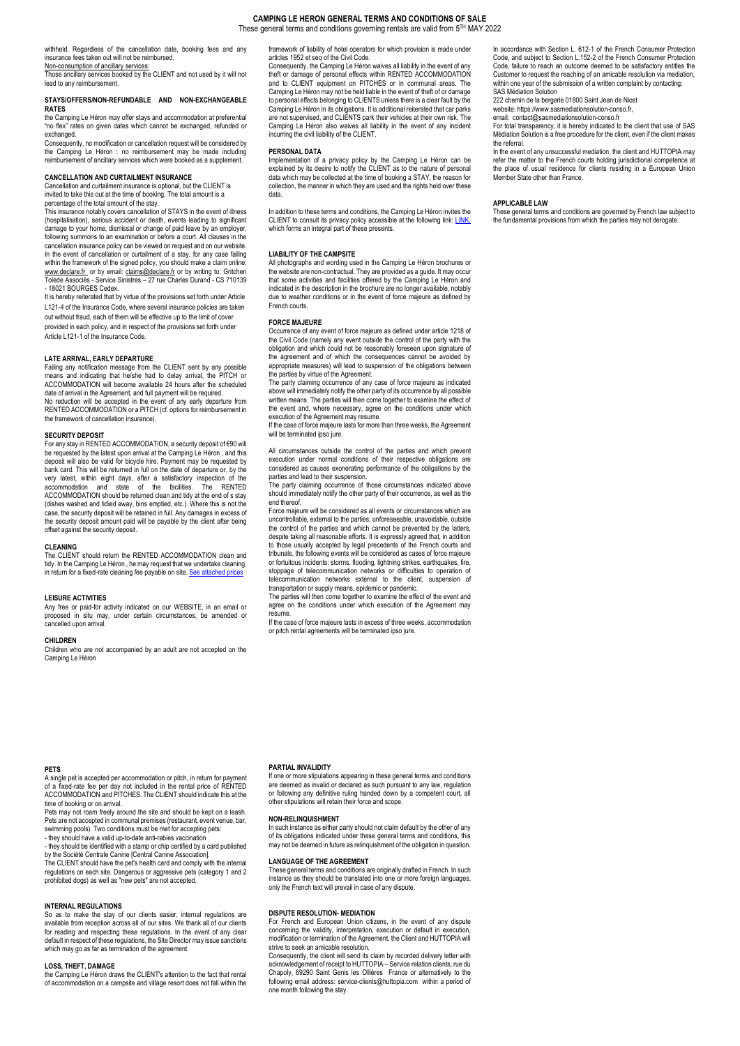# CAMPING LE HERON GENERAL TERMS AND CONDITIONS OF SALE

These general terms and conditions governing rentals are valid from 5TH MAY 2022

withheld. Regardless of the cancellation date, booking fees and any insurance fees taken out will not be reimbursed.

Non-consumption of ancillary services:

Those ancillary services booked by the CLIENT and not used by it will not lead to any reimbursement.

### STAYS/OFFERS/NON-REFUNDABLE AND NON-EXCHANGEABLE RATES

the Camping Le Héron may offer stays and accommodation at preferential "no flex" rates on given dates which cannot be exchanged, refunded or exchanged.

Consequently, no modification or cancellation request will be considered by the Camping Le Héron : no reimbursement may be made including reimbursement of ancillary services which were booked as a supplement.

### CANCELLATION AND CURTAILMENT INSURANCE

Cancellation and curtailment insurance is optional, but the CLIENT is invited to take this out at the time of booking. The total amount is a percentage of the total amount of the stay.

This insurance notably covers cancellation of STAYS in the event of illness (hospitalisation), serious accident or death, events leading to significant damage to your home, dismissal or change of paid leave by an employer, following summons to an examination or before a court. All clauses in the cancellation insurance policy can be viewed on request and on our website. In the event of cancellation or curtailment of a stay, for any case falling within the framework of the signed policy, you should make a claim online: www.declare.fr or by email: claims@declare.fr or by writing to: Gritchen Tolède Associés - Service Sinistres – 27 rue Charles Durand - CS 710139 - 18021 BOURGES Cedex.

It is hereby reiterated that by virtue of the provisions set forth under Article L121-4 of the Insurance Code, where several insurance policies are taken out without fraud, each of them will be effective up to the limit of cover provided in each policy, and in respect of the provisions set forth under Article L121-1 of the Insurance Code.

### LATE ARRIVAL, EARLY DEPARTURE

Failing any notification message from the CLIENT sent by any possible means and indicating that he/she had to delay arrival, the PITCH or ACCOMMODATION will become available 24 hours after the scheduled date of arrival in the Agreement, and full payment will be required.

No reduction will be accepted in the event of any early departure from RENTED ACCOMMODATION or a PITCH (cf. options for reimbursement in the framework of cancellation insurance).

### SECURITY DEPOSIT

For any stay in RENTED ACCOMMODATION, a security deposit of €90 will be requested by the latest upon arrival at the Camping Le Héron , and this deposit will also be valid for bicycle hire. Payment may be requested by bank card. This will be returned in full on the date of departure or, by the very latest, within eight days, after a satisfactory inspection of the accommodation and state of the facilities. The RENTED ACCOMMODATION should be returned clean and tidy at the end of s stay (dishes washed and tidied away, bins emptied, etc.). Where this is not the case, the security deposit will be retained in full. Any damages in excess of the security deposit amount paid will be payable by the client after being offset against the security deposit.

### CLEANING

The CLIENT should return the RENTED ACCOMMODATION clean and tidy. In the Camping Le Héron , he may request that we undertake cleaning, in return for a fixed-rate cleaning fee payable on site. See attached prices

### LEISURE ACTIVITIES

Any free or paid-for activity indicated on our WEBSITE, in an email or proposed in situ may, under certain circumstances, be amended or cancelled upon arrival.

### CHILDREN

Children who are not accompanied by an adult are not accepted on the Camping Le Héron

framework of liability of hotel operators for which provision is made under articles 1952 et seq of the Civil Code.

Consequently, the Camping Le Héron waives all liability in the event of any theft or damage of personal effects within RENTED ACCOMMODATION and to CLIENT equipment on PITCHES or in communal areas. The Camping Le Héron may not be held liable in the event of theft of or damage to personal effects belonging to CLIENTS unless there is a clear fault by the Camping Le Héron in its obligations. It is additional reiterated that car parks are not supervised, and CLIENTS park their vehicles at their own risk. The Camping Le Héron also waives all liability in the event of any incident incurring the civil liability of the CLIENT.

### PERSONAL DATA

Implementation of a privacy policy by the Camping Le Héron can be explained by its desire to notify the CLIENT as to the nature of personal data which may be collected at the time of booking a STAY, the reason for collection, the manner in which they are used and the rights held over these data.

In addition to these terms and conditions, the Camping Le Héron invites the CLIENT to consult its privacy policy accessible at the following link: LINK, which forms an integral part of these presents.

### LIABILITY OF THE CAMPSITE

All photographs and wording used in the Camping Le Héron brochures or the website are non-contractual. They are provided as a guide. It may occur that some activities and facilities offered by the Camping Le Héron and indicated in the description in the brochure are no longer available, notably due to weather conditions or in the event of force majeure as defined by French courts.

### FORCE MAJEURE

Occurrence of any event of force majeure as defined under article 1218 of the Civil Code (namely any event outside the control of the party with the obligation and which could not be reasonably foreseen upon signature of the agreement and of which the consequences cannot be avoided by appropriate measures) will lead to suspension of the obligations between the parties by virtue of the Agreement.

The party claiming occurrence of any case of force majeure as indicated above will immediately notify the other party of its occurrence by all possible written means. The parties will then come together to examine the effect of the event and, where necessary, agree on the conditions under which execution of the Agreement may resume.

If the case of force majeure lasts for more than three weeks, the Agreement will be terminated ipso jure.

All circumstances outside the control of the parties and which prevent execution under normal conditions of their respective obligations are considered as causes exonerating performance of the obligations by the parties and lead to their suspension.

The party claiming occurrence of those circumstances indicated above should immediately notify the other party of their occurrence, as well as the end thereof.

Force majeure will be considered as all events or circumstances which are uncontrollable, external to the parties, unforeseeable, unavoidable, outside the control of the parties and which cannot be prevented by the latters, despite taking all reasonable efforts. It is expressly agreed that, in addition to those usually accepted by legal precedents of the French courts and tribunals, the following events will be considered as cases of force majeure or fortuitous incidents: storms, flooding, lightning strikes, earthquakes, fire, stoppage of telecommunication networks or difficulties to operation of telecommunication networks external to the client, suspension of transportation or supply means, epidemic or pandemic.

The parties will then come together to examine the effect of the event and agree on the conditions under which execution of the Agreement may resume.

If the case of force majeure lasts in excess of three weeks, accommodation or pitch rental agreements will be terminated ipso jure.

In accordance with Section L. 612-1 of the French Consumer Protection Code, and subject to Section L.152-2 of the French Consumer Protection Code, failure to reach an outcome deemed to be satisfactory entitles the Customer to request the reaching of an amicable resolution via mediation, within one year of the submission of a written complaint by contacting:

SAS Médiation Solution

222 chemin de la bergerie 01800 Saint Jean de Niost

website: https://www.sasmediationsolution-conso.fr,

email: contact@sasmediationsolution-conso.fr

For total transparency, it is hereby indicated to the client that use of SAS Médiation Solution is a free procedure for the client, even if the client makes the referral.

In the event of any unsuccessful mediation, the client and HUTTOPIA may refer the matter to the French courts holding jurisdictional competence at the place of usual residence for clients residing in a European Union Member State other than France.

### APPLICABLE LAW

These general terms and conditions are governed by French law subject to the fundamental provisions from which the parties may not derogate.

### PETS

A single pet is accepted per accommodation or pitch, in return for payment of a fixed-rate fee per day not included in the rental price of RENTED ACCOMMODATION and PITCHES. The CLIENT should indicate this at the time of booking or on arrival.

Pets may not roam freely around the site and should be kept on a leash. Pets are not accepted in communal premises (restaurant, event venue, bar, swimming pools). Two conditions must be met for accepting pets:

- they should have a valid up-to-date anti-rabies vaccination
- they should be identified with a stamp or chip certified by a card published by the Société Centrale Canine [Central Canine Association].

The CLIENT should have the pet's health card and comply with the internal regulations on each site. Dangerous or aggressive pets (category 1 and 2 prohibited dogs) as well as "new pets" are not accepted.

### INTERNAL REGULATIONS

So as to make the stay of our clients easier, internal regulations are available from reception across all of our sites. We thank all of our clients for reading and respecting these regulations. In the event of any clear default in respect of these regulations, the Site Director may issue sanctions which may go as far as termination of the agreement.

### LOSS, THEFT, DAMAGE

the Camping Le Héron draws the CLIENT's attention to the fact that rental of accommodation on a campsite and village resort does not fall within the

### PARTIAL INVALIDITY

If one or more stipulations appearing in these general terms and conditions are deemed as invalid or declared as such pursuant to any law, regulation or following any definitive ruling handed down by a competent court, all other stipulations will retain their force and scope.

### NON-RELINQUISHMENT

In such instance as either party should not claim default by the other of any of its obligations indicated under these general terms and conditions, this may not be deemed in future as relinquishment of the obligation in question.

### LANGUAGE OF THE AGREEMENT

These general terms and conditions are originally drafted in French. In such instance as they should be translated into one or more foreign languages, only the French text will prevail in case of any dispute.

### DISPUTE RESOLUTION- MEDIATION

For French and European Union citizens, in the event of any dispute concerning the validity, interpretation, execution or default in execution, modification or termination of the Agreement, the Client and HUTTOPIA will strive to seek an amicable resolution.

Consequently, the client will send its claim by recorded delivery letter with acknowledgement of receipt to HUTTOPIA – Service relation clients, rue du Chapoly, 69290 Saint Genis les Ollières France or alternatively to the following email address: service-clients@huttopia.com within a period of one month following the stay.